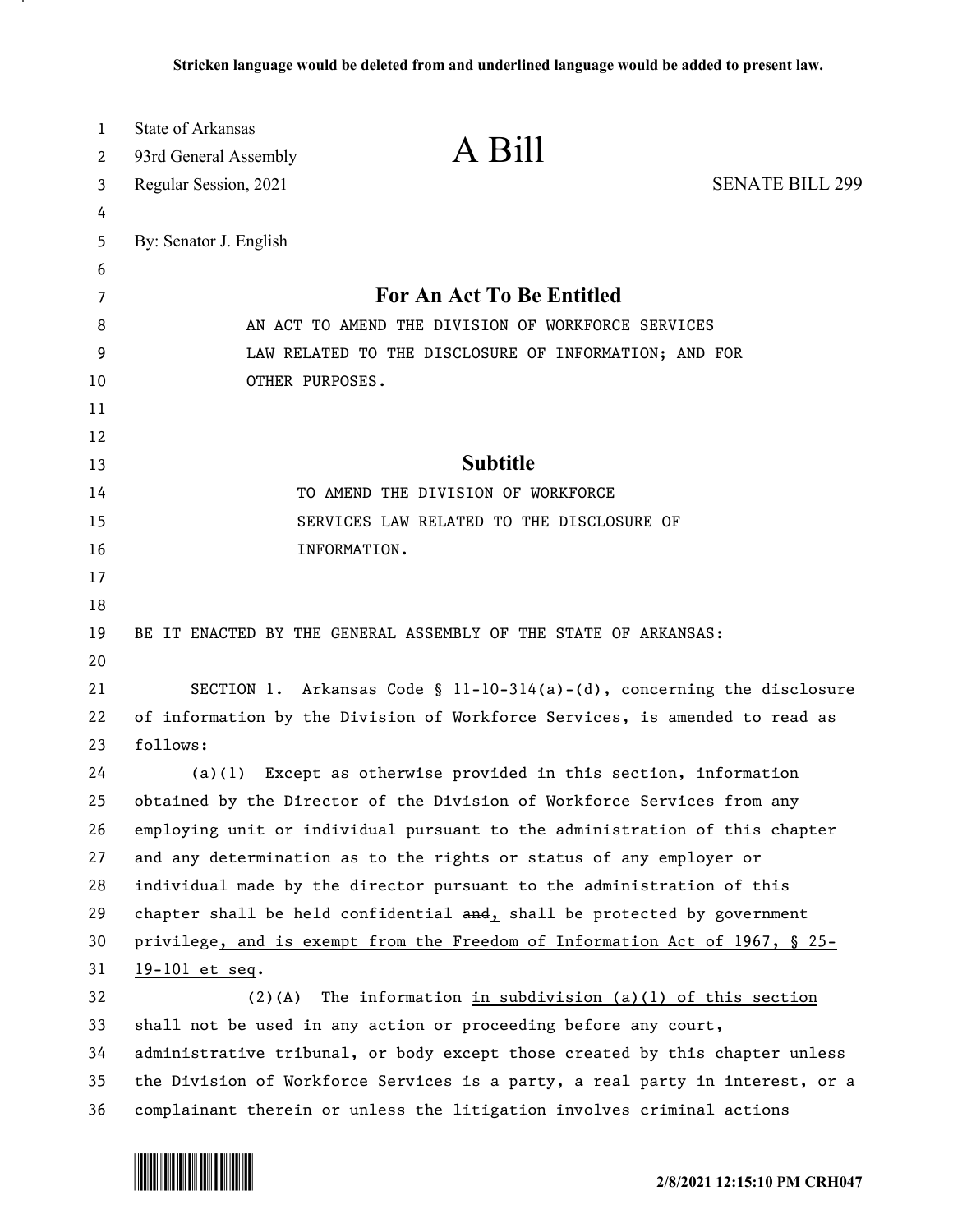**Stricken language would be deleted from and underlined language would be added to present law.**

State of Arkansas
93rd General Assembly
Regular Session, 2021

# A Bill

SENATE BILL 299

By: Senator J. English

## For An Act To Be Entitled

AN ACT TO AMEND THE DIVISION OF WORKFORCE SERVICES LAW RELATED TO THE DISCLOSURE OF INFORMATION; AND FOR OTHER PURPOSES.

## Subtitle

TO AMEND THE DIVISION OF WORKFORCE SERVICES LAW RELATED TO THE DISCLOSURE OF INFORMATION.

BE IT ENACTED BY THE GENERAL ASSEMBLY OF THE STATE OF ARKANSAS:

SECTION 1. Arkansas Code § 11-10-314(a)-(d), concerning the disclosure of information by the Division of Workforce Services, is amended to read as follows:

(a)(1) Except as otherwise provided in this section, information obtained by the Director of the Division of Workforce Services from any employing unit or individual pursuant to the administration of this chapter and any determination as to the rights or status of any employer or individual made by the director pursuant to the administration of this chapter shall be held confidential ~~and~~<u>,</u> shall be protected by government privilege<u>, and is exempt from the Freedom of Information Act of 1967, § 25-19-101 et seq</u>.

(2)(A) The information <u>in subdivision (a)(1) of this section</u> shall not be used in any action or proceeding before any court, administrative tribunal, or body except those created by this chapter unless the Division of Workforce Services is a party, a real party in interest, or a complainant therein or unless the litigation involves criminal actions

2/8/2021 12:15:10 PM CRH047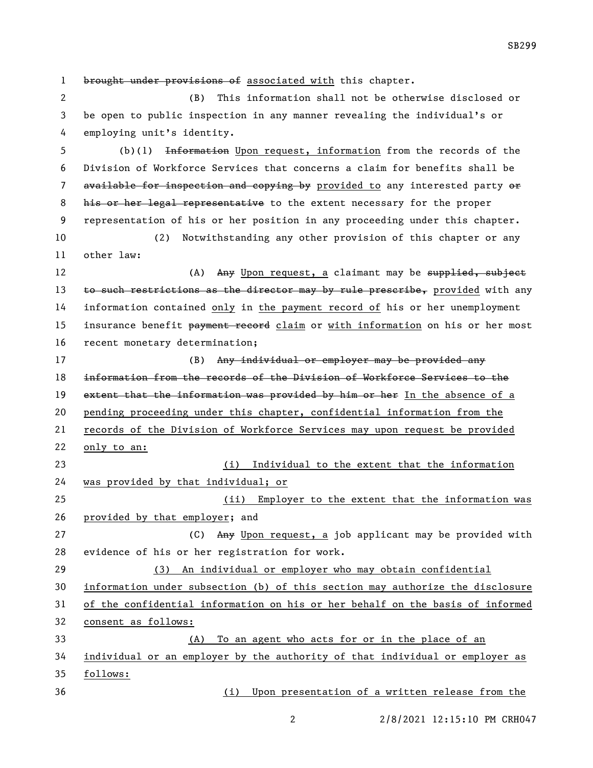~~brought under provisions of~~ associated with this chapter.

(B) This information shall not be otherwise disclosed or be open to public inspection in any manner revealing the individual's or employing unit's identity.

(b)(1) ~~Information~~ Upon request, information from the records of the Division of Workforce Services that concerns a claim for benefits shall be ~~available for inspection and copying by~~ provided to any interested party ~~or his or her legal representative~~ to the extent necessary for the proper representation of his or her position in any proceeding under this chapter.

(2) Notwithstanding any other provision of this chapter or any other law:

(A) ~~Any~~ Upon request, a claimant may be ~~supplied, subject to such restrictions as the director may by rule prescribe,~~ provided with any information contained only in the payment record of his or her unemployment insurance benefit ~~payment record~~ claim or with information on his or her most recent monetary determination;

(B) ~~Any individual or employer may be provided any information from the records of the Division of Workforce Services to the extent that the information was provided by him or her~~ In the absence of a pending proceeding under this chapter, confidential information from the records of the Division of Workforce Services may upon request be provided only to an:

(i) Individual to the extent that the information was provided by that individual; or

(ii) Employer to the extent that the information was provided by that employer; and

(C) ~~Any~~ Upon request, a job applicant may be provided with evidence of his or her registration for work.

(3) An individual or employer who may obtain confidential information under subsection (b) of this section may authorize the disclosure of the confidential information on his or her behalf on the basis of informed consent as follows:

(A) To an agent who acts for or in the place of an individual or an employer by the authority of that individual or employer as follows:

(i) Upon presentation of a written release from the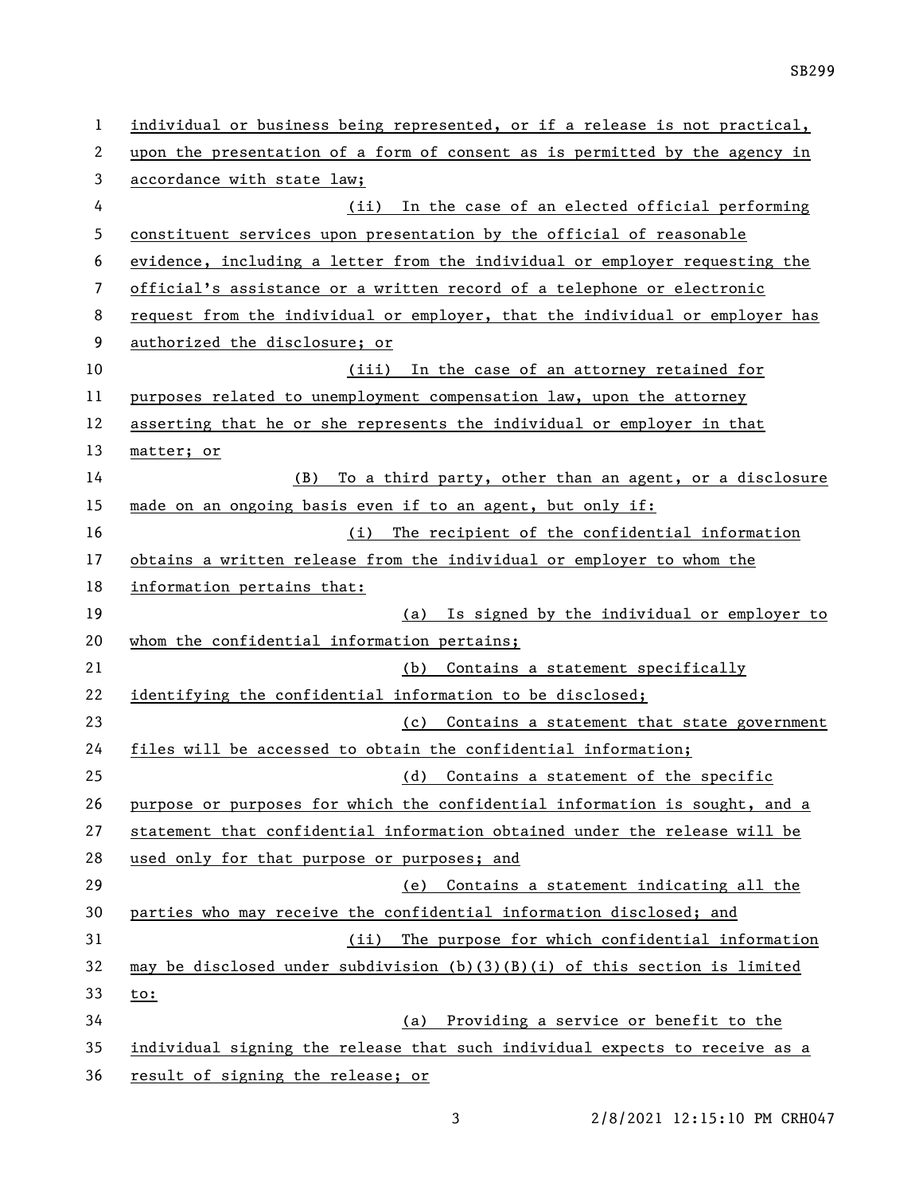individual or business being represented, or if a release is not practical, upon the presentation of a form of consent as is permitted by the agency in accordance with state law;

(ii) In the case of an elected official performing constituent services upon presentation by the official of reasonable evidence, including a letter from the individual or employer requesting the official's assistance or a written record of a telephone or electronic request from the individual or employer, that the individual or employer has authorized the disclosure; or

(iii) In the case of an attorney retained for purposes related to unemployment compensation law, upon the attorney asserting that he or she represents the individual or employer in that matter; or

(B) To a third party, other than an agent, or a disclosure made on an ongoing basis even if to an agent, but only if:

(i) The recipient of the confidential information obtains a written release from the individual or employer to whom the information pertains that:

(a) Is signed by the individual or employer to whom the confidential information pertains;

(b) Contains a statement specifically identifying the confidential information to be disclosed;

(c) Contains a statement that state government files will be accessed to obtain the confidential information;

(d) Contains a statement of the specific purpose or purposes for which the confidential information is sought, and a statement that confidential information obtained under the release will be used only for that purpose or purposes; and

(e) Contains a statement indicating all the parties who may receive the confidential information disclosed; and

(ii) The purpose for which confidential information may be disclosed under subdivision (b)(3)(B)(i) of this section is limited to:

(a) Providing a service or benefit to the individual signing the release that such individual expects to receive as a result of signing the release; or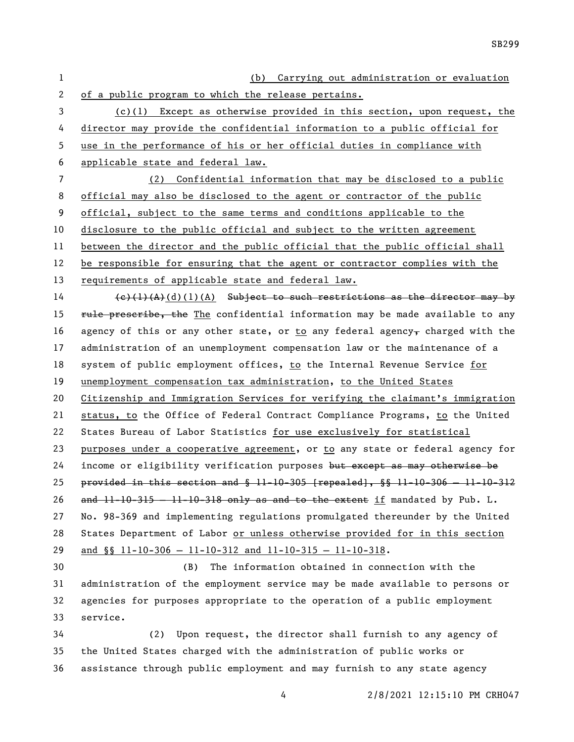(b) Carrying out administration or evaluation of a public program to which the release pertains.

(c)(1) Except as otherwise provided in this section, upon request, the director may provide the confidential information to a public official for use in the performance of his or her official duties in compliance with applicable state and federal law.

(2) Confidential information that may be disclosed to a public official may also be disclosed to the agent or contractor of the public official, subject to the same terms and conditions applicable to the disclosure to the public official and subject to the written agreement between the director and the public official that the public official shall be responsible for ensuring that the agent or contractor complies with the requirements of applicable state and federal law.

~~(c)(1)(A)~~(d)(1)(A) ~~Subject to such restrictions as the director may by rule prescribe, the~~ The confidential information may be made available to any agency of this or any other state, or to any federal agency~~,~~ charged with the administration of an unemployment compensation law or the maintenance of a system of public employment offices, to the Internal Revenue Service for unemployment compensation tax administration, to the United States Citizenship and Immigration Services for verifying the claimant's immigration status, to the Office of Federal Contract Compliance Programs, to the United States Bureau of Labor Statistics for use exclusively for statistical purposes under a cooperative agreement, or to any state or federal agency for income or eligibility verification purposes ~~but except as may otherwise be provided in this section and § 11-10-305 [repealed], §§ 11-10-306 — 11-10-312 and 11-10-315 — 11-10-318 only as and to the extent~~ if mandated by Pub. L. No. 98-369 and implementing regulations promulgated thereunder by the United States Department of Labor or unless otherwise provided for in this section and §§ 11-10-306 — 11-10-312 and 11-10-315 — 11-10-318.

(B) The information obtained in connection with the administration of the employment service may be made available to persons or agencies for purposes appropriate to the operation of a public employment service.

(2) Upon request, the director shall furnish to any agency of the United States charged with the administration of public works or assistance through public employment and may furnish to any state agency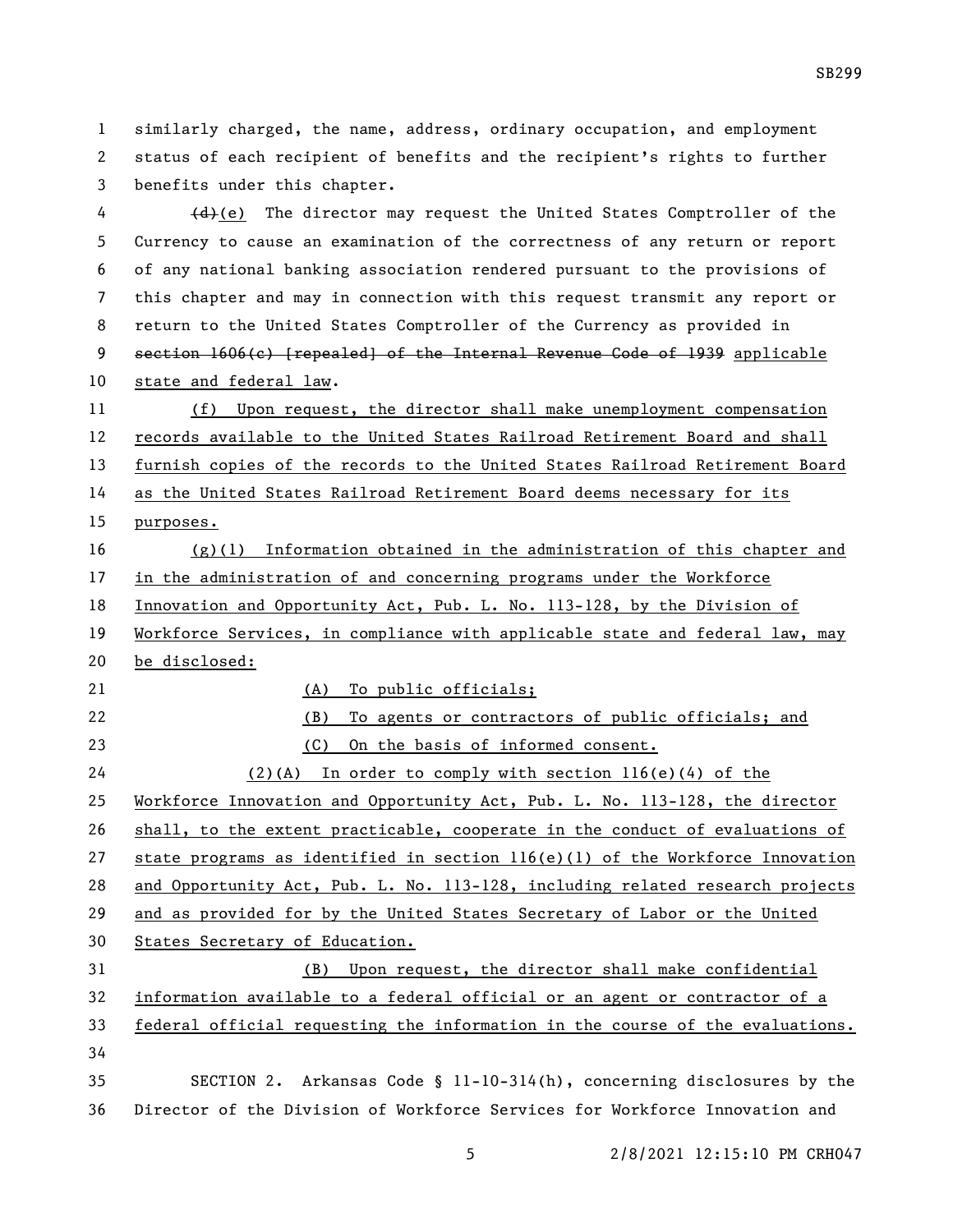similarly charged, the name, address, ordinary occupation, and employment status of each recipient of benefits and the recipient's rights to further benefits under this chapter.

~~(d)~~(e) The director may request the United States Comptroller of the Currency to cause an examination of the correctness of any return or report of any national banking association rendered pursuant to the provisions of this chapter and may in connection with this request transmit any report or return to the United States Comptroller of the Currency as provided in ~~section 1606(c) [repealed] of the Internal Revenue Code of 1939~~ applicable state and federal law.

(f) Upon request, the director shall make unemployment compensation records available to the United States Railroad Retirement Board and shall furnish copies of the records to the United States Railroad Retirement Board as the United States Railroad Retirement Board deems necessary for its purposes.

(g)(1) Information obtained in the administration of this chapter and in the administration of and concerning programs under the Workforce Innovation and Opportunity Act, Pub. L. No. 113-128, by the Division of Workforce Services, in compliance with applicable state and federal law, may be disclosed:

(A) To public officials;

(B) To agents or contractors of public officials; and

(C) On the basis of informed consent.

(2)(A) In order to comply with section 116(e)(4) of the Workforce Innovation and Opportunity Act, Pub. L. No. 113-128, the director shall, to the extent practicable, cooperate in the conduct of evaluations of state programs as identified in section 116(e)(1) of the Workforce Innovation and Opportunity Act, Pub. L. No. 113-128, including related research projects and as provided for by the United States Secretary of Labor or the United States Secretary of Education.

(B) Upon request, the director shall make confidential information available to a federal official or an agent or contractor of a federal official requesting the information in the course of the evaluations.

SECTION 2. Arkansas Code § 11-10-314(h), concerning disclosures by the Director of the Division of Workforce Services for Workforce Innovation and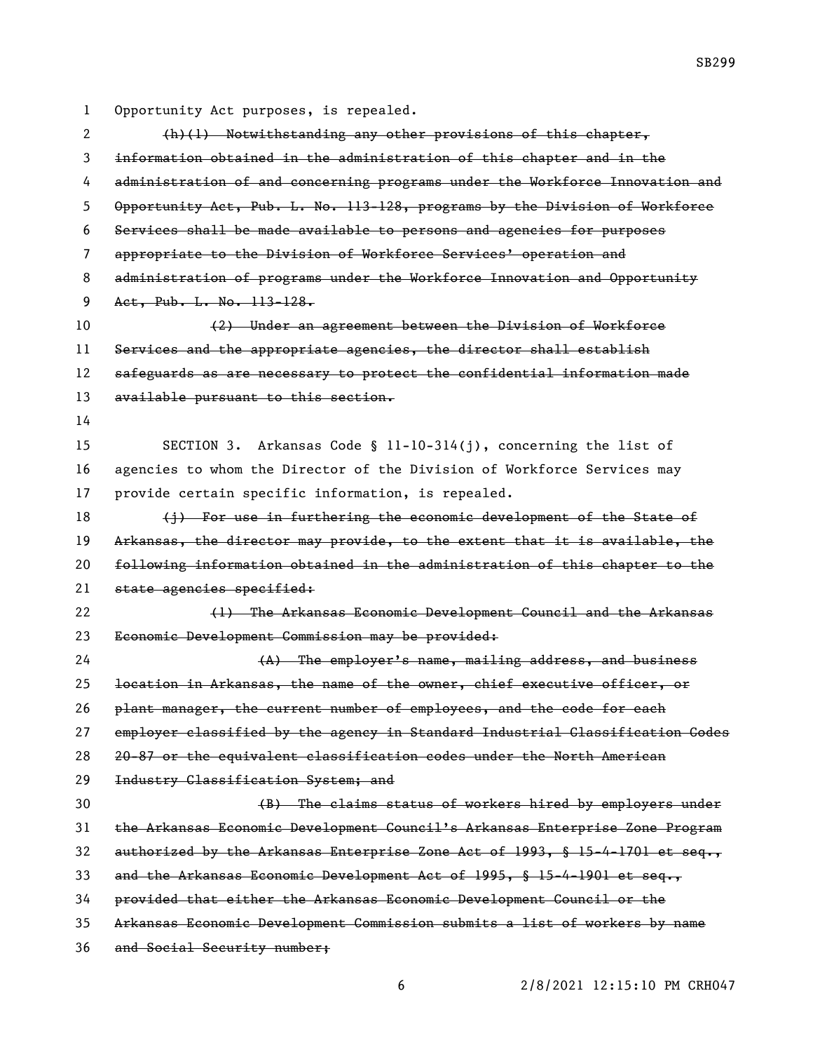Opportunity Act purposes, is repealed.

~~(h)(1) Notwithstanding any other provisions of this chapter, information obtained in the administration of this chapter and in the administration of and concerning programs under the Workforce Innovation and Opportunity Act, Pub. L. No. 113-128, programs by the Division of Workforce Services shall be made available to persons and agencies for purposes appropriate to the Division of Workforce Services' operation and administration of programs under the Workforce Innovation and Opportunity Act, Pub. L. No. 113-128.~~

~~(2) Under an agreement between the Division of Workforce Services and the appropriate agencies, the director shall establish safeguards as are necessary to protect the confidential information made available pursuant to this section.~~

SECTION 3. Arkansas Code § 11-10-314(j), concerning the list of agencies to whom the Director of the Division of Workforce Services may provide certain specific information, is repealed.

~~(j) For use in furthering the economic development of the State of Arkansas, the director may provide, to the extent that it is available, the following information obtained in the administration of this chapter to the state agencies specified:~~

~~(1) The Arkansas Economic Development Council and the Arkansas Economic Development Commission may be provided:~~

~~(A) The employer's name, mailing address, and business location in Arkansas, the name of the owner, chief executive officer, or plant manager, the current number of employees, and the code for each employer classified by the agency in Standard Industrial Classification Codes 20-87 or the equivalent classification codes under the North American Industry Classification System; and~~

~~(B) The claims status of workers hired by employers under the Arkansas Economic Development Council's Arkansas Enterprise Zone Program authorized by the Arkansas Enterprise Zone Act of 1993, § 15-4-1701 et seq., and the Arkansas Economic Development Act of 1995, § 15-4-1901 et seq., provided that either the Arkansas Economic Development Council or the Arkansas Economic Development Commission submits a list of workers by name and Social Security number;~~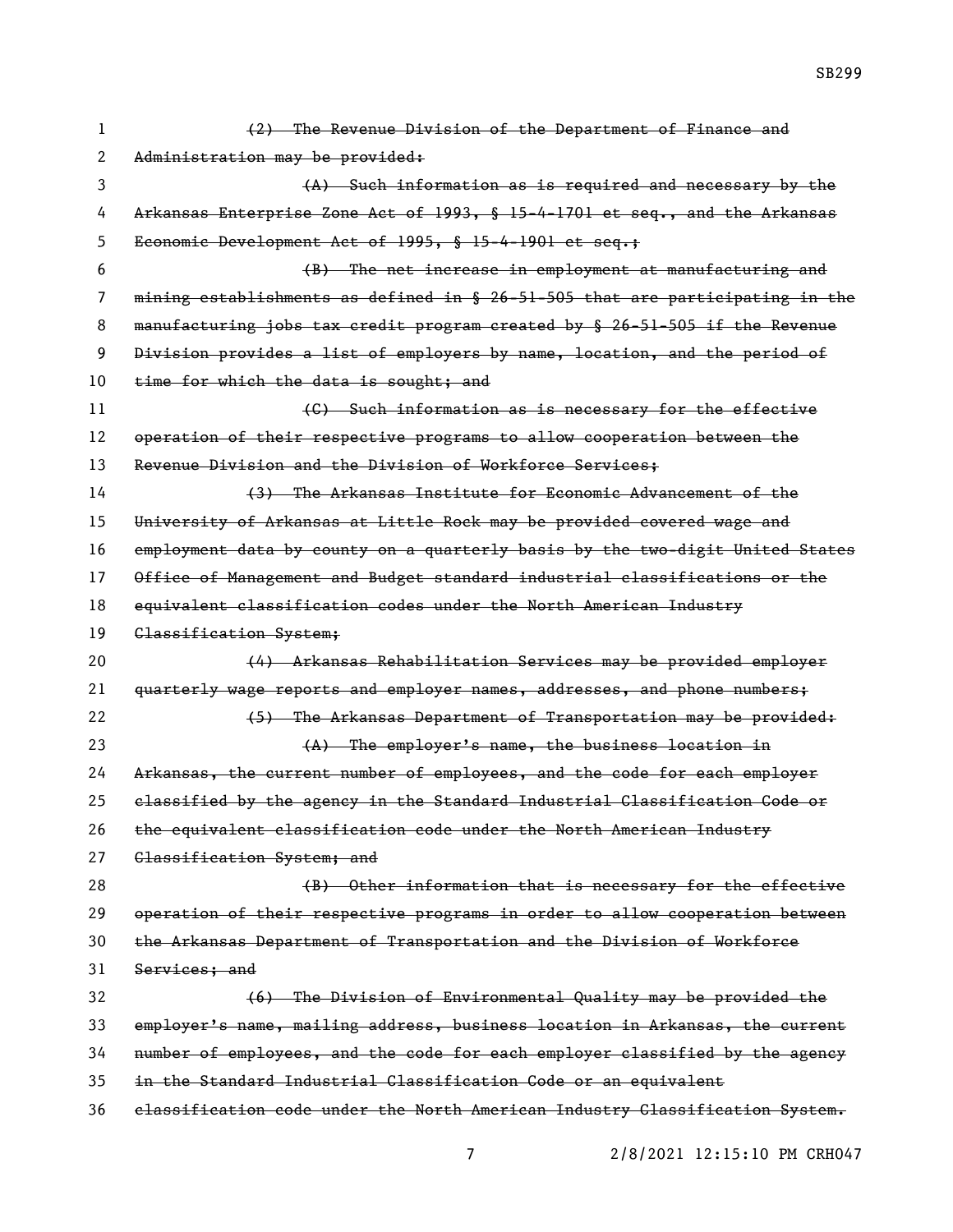~~(2) The Revenue Division of the Department of Finance and Administration may be provided:~~

~~(A) Such information as is required and necessary by the Arkansas Enterprise Zone Act of 1993, § 15-4-1701 et seq., and the Arkansas Economic Development Act of 1995, § 15-4-1901 et seq.;~~

~~(B) The net increase in employment at manufacturing and mining establishments as defined in § 26-51-505 that are participating in the manufacturing jobs tax credit program created by § 26-51-505 if the Revenue Division provides a list of employers by name, location, and the period of time for which the data is sought; and~~

~~(C) Such information as is necessary for the effective operation of their respective programs to allow cooperation between the Revenue Division and the Division of Workforce Services;~~

~~(3) The Arkansas Institute for Economic Advancement of the University of Arkansas at Little Rock may be provided covered wage and employment data by county on a quarterly basis by the two-digit United States Office of Management and Budget standard industrial classifications or the equivalent classification codes under the North American Industry Classification System;~~

~~(4) Arkansas Rehabilitation Services may be provided employer quarterly wage reports and employer names, addresses, and phone numbers;~~

~~(5) The Arkansas Department of Transportation may be provided:~~

~~(A) The employer's name, the business location in Arkansas, the current number of employees, and the code for each employer classified by the agency in the Standard Industrial Classification Code or the equivalent classification code under the North American Industry Classification System; and~~

~~(B) Other information that is necessary for the effective operation of their respective programs in order to allow cooperation between the Arkansas Department of Transportation and the Division of Workforce Services; and~~

~~(6) The Division of Environmental Quality may be provided the employer's name, mailing address, business location in Arkansas, the current number of employees, and the code for each employer classified by the agency in the Standard Industrial Classification Code or an equivalent classification code under the North American Industry Classification System.~~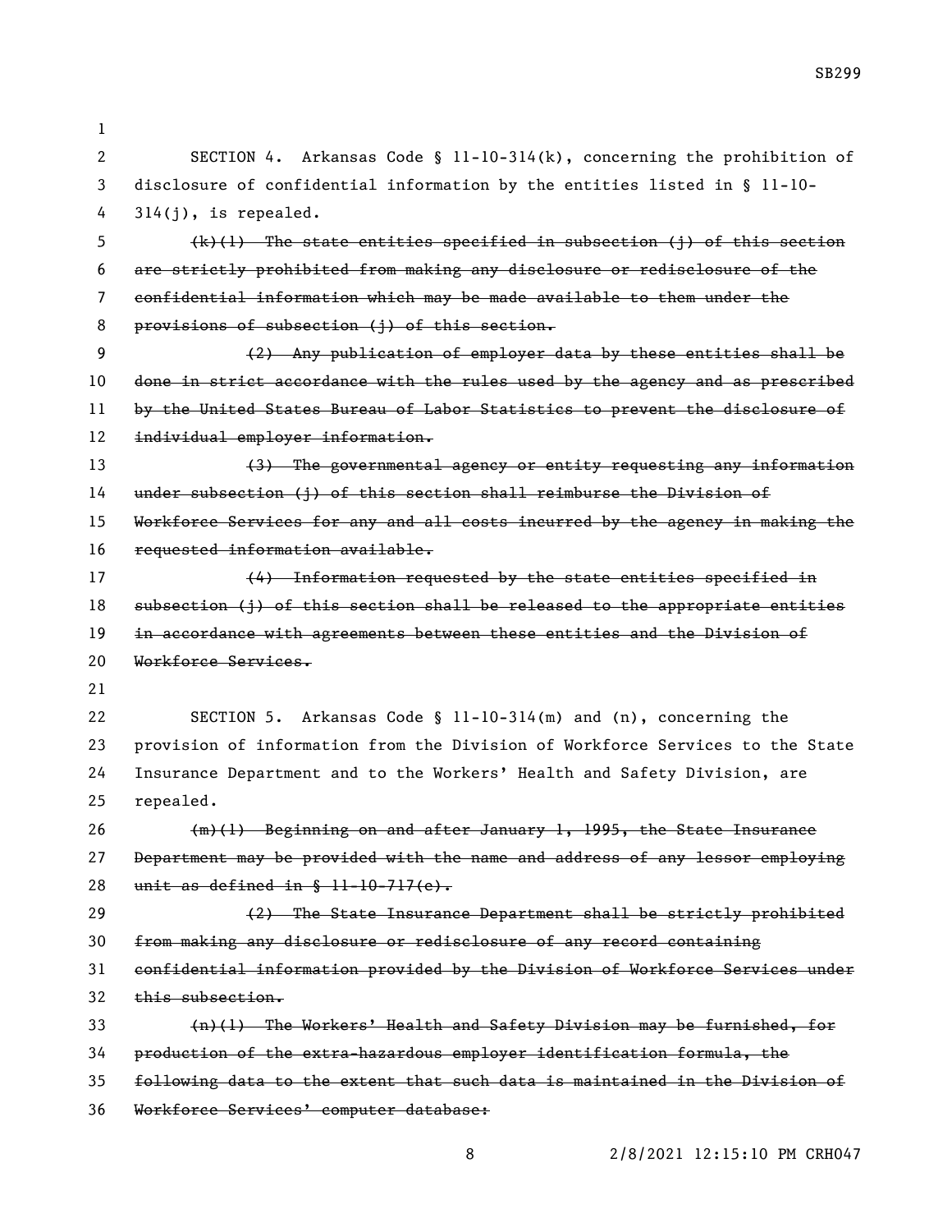SECTION 4. Arkansas Code § 11-10-314(k), concerning the prohibition of disclosure of confidential information by the entities listed in § 11-10-314(j), is repealed.

~~(k)(1) The state entities specified in subsection (j) of this section are strictly prohibited from making any disclosure or redisclosure of the confidential information which may be made available to them under the provisions of subsection (j) of this section.~~

~~(2) Any publication of employer data by these entities shall be done in strict accordance with the rules used by the agency and as prescribed by the United States Bureau of Labor Statistics to prevent the disclosure of individual employer information.~~

~~(3) The governmental agency or entity requesting any information under subsection (j) of this section shall reimburse the Division of Workforce Services for any and all costs incurred by the agency in making the requested information available.~~

~~(4) Information requested by the state entities specified in subsection (j) of this section shall be released to the appropriate entities in accordance with agreements between these entities and the Division of Workforce Services.~~

SECTION 5. Arkansas Code § 11-10-314(m) and (n), concerning the provision of information from the Division of Workforce Services to the State Insurance Department and to the Workers' Health and Safety Division, are repealed.

~~(m)(1) Beginning on and after January 1, 1995, the State Insurance Department may be provided with the name and address of any lessor employing unit as defined in § 11-10-717(e).~~

~~(2) The State Insurance Department shall be strictly prohibited from making any disclosure or redisclosure of any record containing confidential information provided by the Division of Workforce Services under this subsection.~~

~~(n)(1) The Workers' Health and Safety Division may be furnished, for production of the extra-hazardous employer identification formula, the following data to the extent that such data is maintained in the Division of Workforce Services' computer database:~~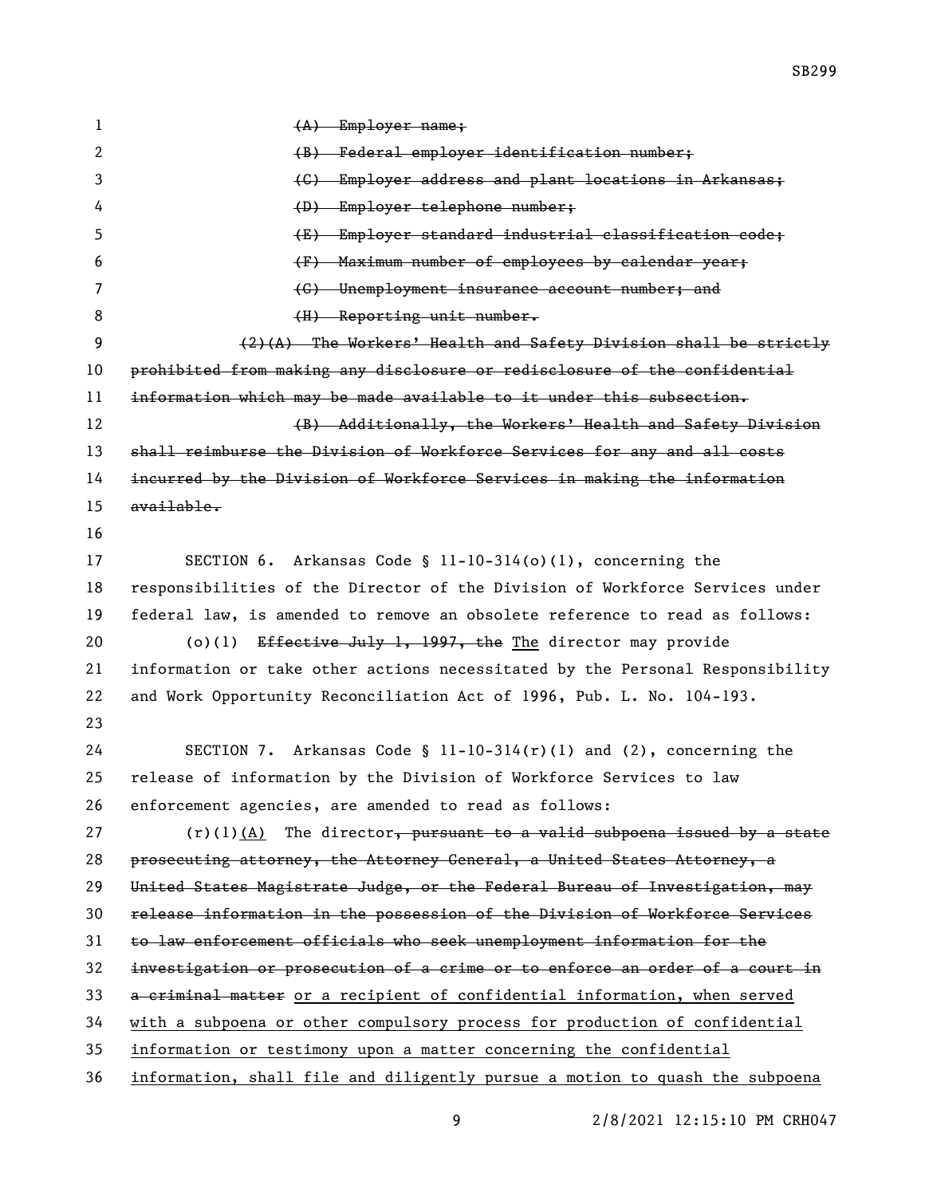~~(A) Employer name;~~

~~(B) Federal employer identification number;~~

~~(C) Employer address and plant locations in Arkansas;~~

~~(D) Employer telephone number;~~

~~(E) Employer standard industrial classification code;~~

~~(F) Maximum number of employees by calendar year;~~

~~(G) Unemployment insurance account number; and~~

~~(H) Reporting unit number.~~

~~(2)(A) The Workers' Health and Safety Division shall be strictly prohibited from making any disclosure or redisclosure of the confidential information which may be made available to it under this subsection.~~

~~(B) Additionally, the Workers' Health and Safety Division shall reimburse the Division of Workforce Services for any and all costs incurred by the Division of Workforce Services in making the information available.~~

SECTION 6. Arkansas Code § 11-10-314(o)(1), concerning the responsibilities of the Director of the Division of Workforce Services under federal law, is amended to remove an obsolete reference to read as follows:

(o)(1) ~~Effective July 1, 1997, the~~ <u>The</u> director may provide information or take other actions necessitated by the Personal Responsibility and Work Opportunity Reconciliation Act of 1996, Pub. L. No. 104-193.

SECTION 7. Arkansas Code § 11-10-314(r)(1) and (2), concerning the release of information by the Division of Workforce Services to law enforcement agencies, are amended to read as follows:

(r)(1)<u>(A)</u> The director~~, pursuant to a valid subpoena issued by a state prosecuting attorney, the Attorney General, a United States Attorney, a United States Magistrate Judge, or the Federal Bureau of Investigation, may release information in the possession of the Division of Workforce Services to law enforcement officials who seek unemployment information for the investigation or prosecution of a crime or to enforce an order of a court in a criminal matter~~ <u>or a recipient of confidential information, when served with a subpoena or other compulsory process for production of confidential information or testimony upon a matter concerning the confidential information, shall file and diligently pursue a motion to quash the subpoena</u>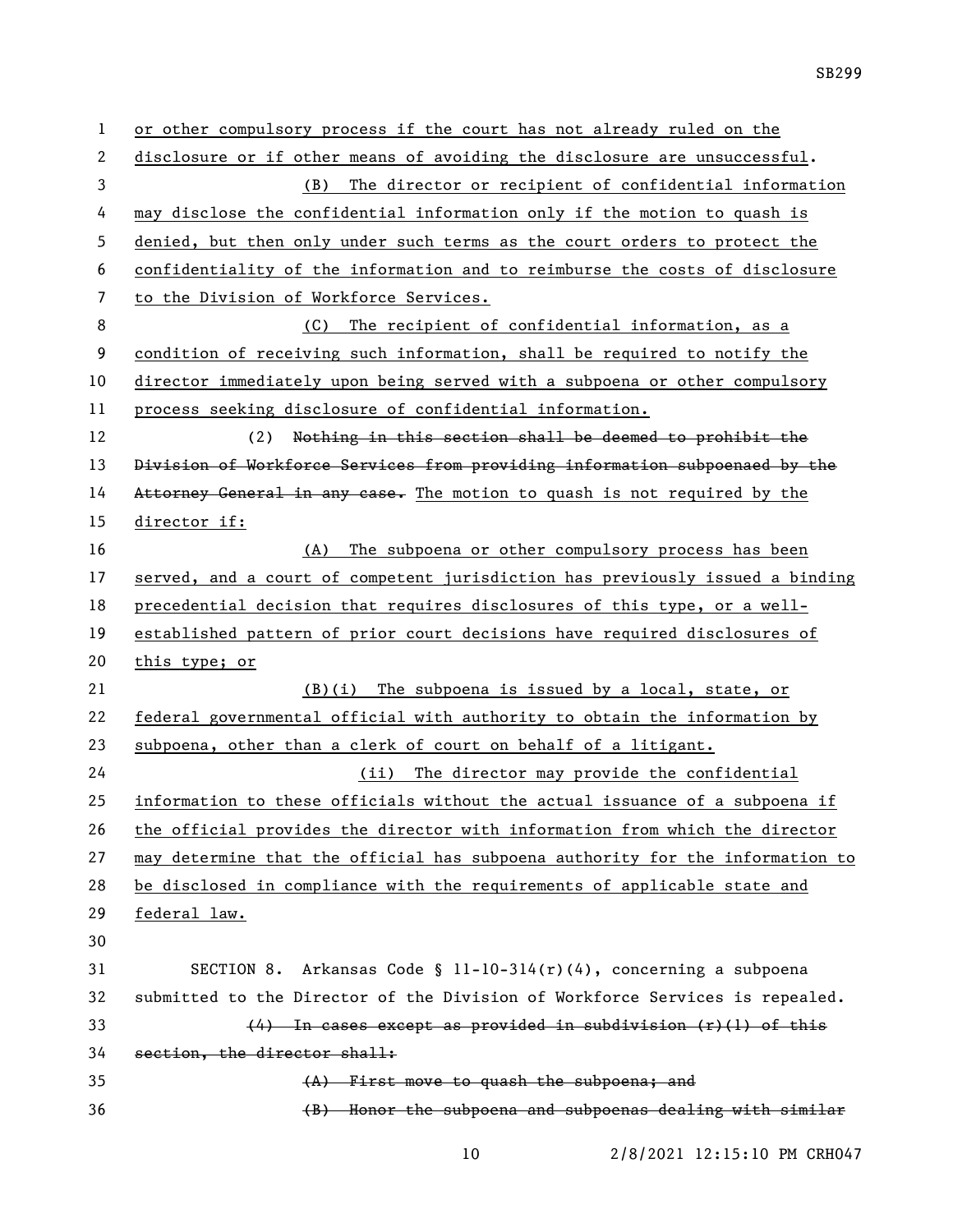or other compulsory process if the court has not already ruled on the disclosure or if other means of avoiding the disclosure are unsuccessful.

(B) The director or recipient of confidential information may disclose the confidential information only if the motion to quash is denied, but then only under such terms as the court orders to protect the confidentiality of the information and to reimburse the costs of disclosure to the Division of Workforce Services.

(C) The recipient of confidential information, as a condition of receiving such information, shall be required to notify the director immediately upon being served with a subpoena or other compulsory process seeking disclosure of confidential information.

(2) ~~Nothing in this section shall be deemed to prohibit the Division of Workforce Services from providing information subpoenaed by the Attorney General in any case.~~ The motion to quash is not required by the director if:

(A) The subpoena or other compulsory process has been served, and a court of competent jurisdiction has previously issued a binding precedential decision that requires disclosures of this type, or a well-established pattern of prior court decisions have required disclosures of this type; or

(B)(i) The subpoena is issued by a local, state, or federal governmental official with authority to obtain the information by subpoena, other than a clerk of court on behalf of a litigant.

(ii) The director may provide the confidential information to these officials without the actual issuance of a subpoena if the official provides the director with information from which the director may determine that the official has subpoena authority for the information to be disclosed in compliance with the requirements of applicable state and federal law.

SECTION 8. Arkansas Code § 11-10-314(r)(4), concerning a subpoena submitted to the Director of the Division of Workforce Services is repealed.

~~(4) In cases except as provided in subdivision (r)(1) of this section, the director shall:~~

~~(A) First move to quash the subpoena; and~~

~~(B) Honor the subpoena and subpoenas dealing with similar~~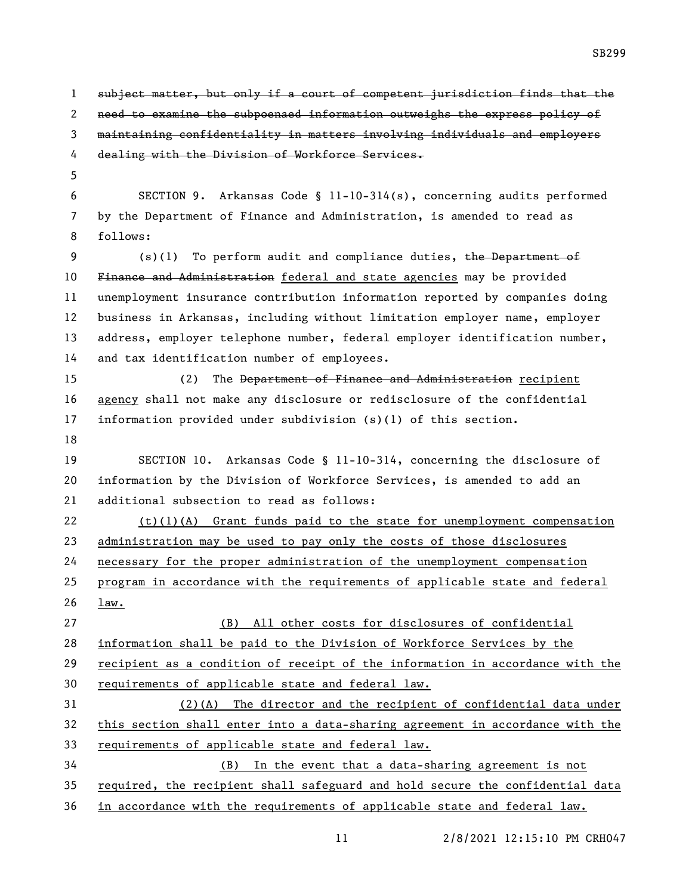~~subject matter, but only if a court of competent jurisdiction finds that the need to examine the subpoenaed information outweighs the express policy of maintaining confidentiality in matters involving individuals and employers dealing with the Division of Workforce Services.~~

SECTION 9. Arkansas Code § 11-10-314(s), concerning audits performed by the Department of Finance and Administration, is amended to read as follows:

(s)(1) To perform audit and compliance duties, ~~the Department of Finance and Administration~~ <u>federal and state agencies</u> may be provided unemployment insurance contribution information reported by companies doing business in Arkansas, including without limitation employer name, employer address, employer telephone number, federal employer identification number, and tax identification number of employees.

(2) The ~~Department of Finance and Administration~~ <u>recipient agency</u> shall not make any disclosure or redisclosure of the confidential information provided under subdivision (s)(1) of this section.

SECTION 10. Arkansas Code § 11-10-314, concerning the disclosure of information by the Division of Workforce Services, is amended to add an additional subsection to read as follows:

<u>(t)(1)(A) Grant funds paid to the state for unemployment compensation administration may be used to pay only the costs of those disclosures necessary for the proper administration of the unemployment compensation program in accordance with the requirements of applicable state and federal law.</u>

<u>(B) All other costs for disclosures of confidential information shall be paid to the Division of Workforce Services by the recipient as a condition of receipt of the information in accordance with the requirements of applicable state and federal law.</u>

<u>(2)(A) The director and the recipient of confidential data under this section shall enter into a data-sharing agreement in accordance with the requirements of applicable state and federal law.</u>

<u>(B) In the event that a data-sharing agreement is not required, the recipient shall safeguard and hold secure the confidential data in accordance with the requirements of applicable state and federal law.</u>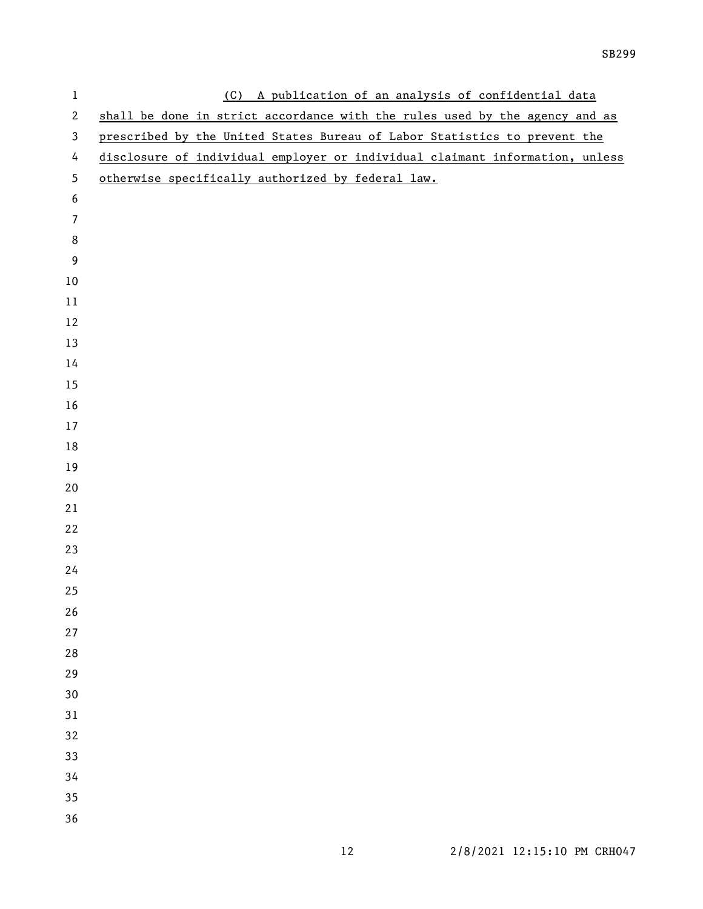(C) A publication of an analysis of confidential data shall be done in strict accordance with the rules used by the agency and as prescribed by the United States Bureau of Labor Statistics to prevent the disclosure of individual employer or individual claimant information, unless otherwise specifically authorized by federal law.